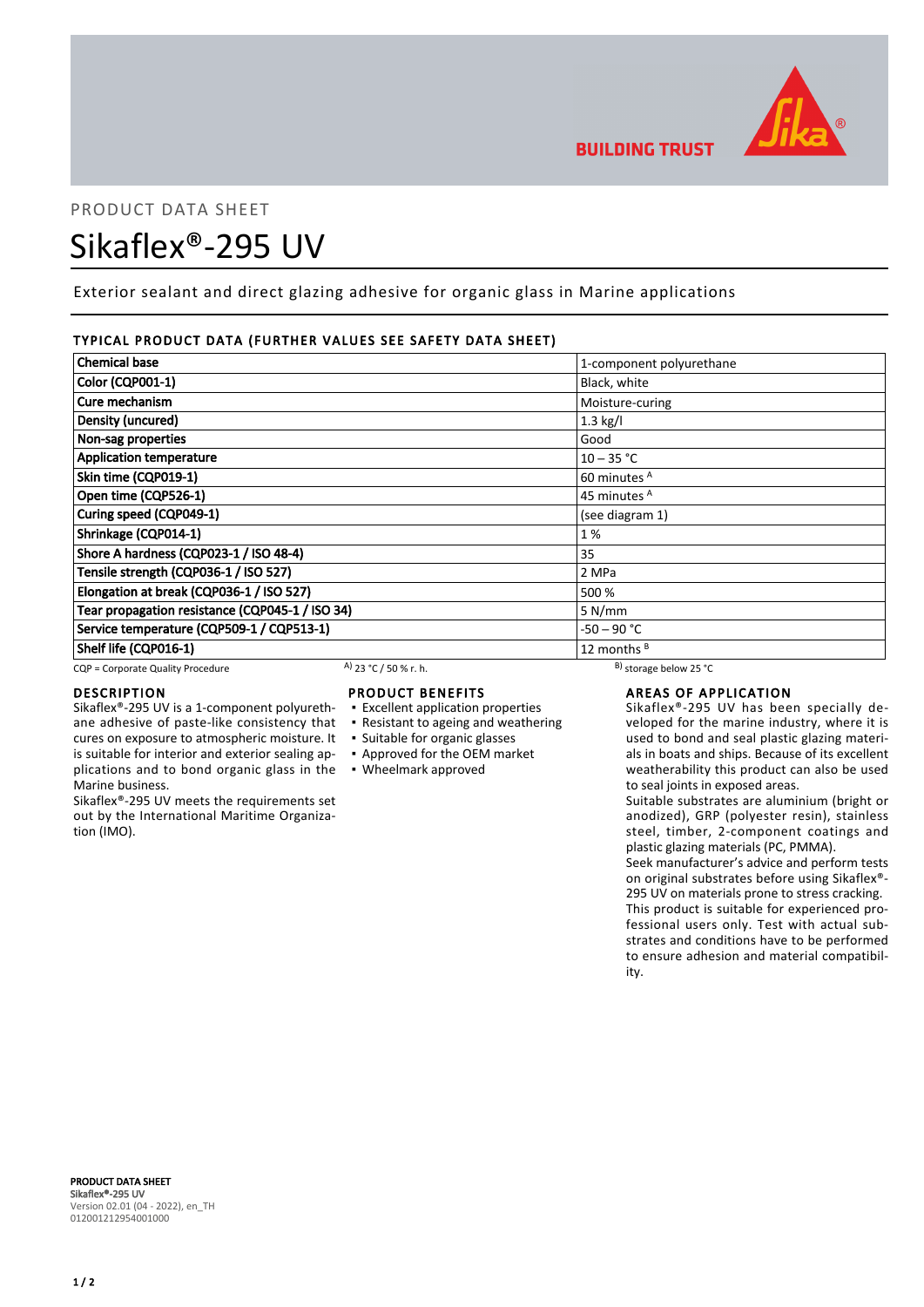PRODUCT DATA SHEET

# Sikaflex®-295 UV

Exterior sealant and direct glazing adhesive for organic glass in Marine applications

## TYPICAL PRODUCT DATA (FURTHER VALUES SEE SAFETY DATA SHEET)

| Property | Value |
|---|---|
| Chemical base | 1-component polyurethane |
| Color (CQP001-1) | Black, white |
| Cure mechanism | Moisture-curing |
| Density (uncured) | 1.3 kg/l |
| Non-sag properties | Good |
| Application temperature | 10 – 35 °C |
| Skin time (CQP019-1) | 60 minutes [A] |
| Open time (CQP526-1) | 45 minutes [A] |
| Curing speed (CQP049-1) | (see diagram 1) |
| Shrinkage (CQP014-1) | 1 % |
| Shore A hardness (CQP023-1 / ISO 48-4) | 35 |
| Tensile strength (CQP036-1 / ISO 527) | 2 MPa |
| Elongation at break (CQP036-1 / ISO 527) | 500 % |
| Tear propagation resistance (CQP045-1 / ISO 34) | 5 N/mm |
| Service temperature (CQP509-1 / CQP513-1) | -50 – 90 °C |
| Shelf life (CQP016-1) | 12 months [B] |

CQP = Corporate Quality Procedure [A] 23 °C / 50 % r. h. [B] storage below 25 °C

## DESCRIPTION

Sikaflex®-295 UV is a 1-component polyurethane adhesive of paste-like consistency that cures on exposure to atmospheric moisture. It is suitable for interior and exterior sealing applications and to bond organic glass in the Marine business.

Sikaflex®-295 UV meets the requirements set out by the International Maritime Organization (IMO).

## PRODUCT BENEFITS

- Excellent application properties
- Resistant to ageing and weathering
- Suitable for organic glasses
- Approved for the OEM market
- Wheelmark approved

## AREAS OF APPLICATION

Sikaflex®-295 UV has been specially developed for the marine industry, where it is used to bond and seal plastic glazing materials in boats and ships. Because of its excellent weatherability this product can also be used to seal joints in exposed areas.

Suitable substrates are aluminium (bright or anodized), GRP (polyester resin), stainless steel, timber, 2-component coatings and plastic glazing materials (PC, PMMA).

Seek manufacturer's advice and perform tests on original substrates before using Sikaflex®-295 UV on materials prone to stress cracking.

This product is suitable for experienced professional users only. Test with actual substrates and conditions have to be performed to ensure adhesion and material compatibility.

PRODUCT DATA SHEET
Sikaflex®-295 UV
Version 02.01 (04 - 2022), en_TH
012001212954001000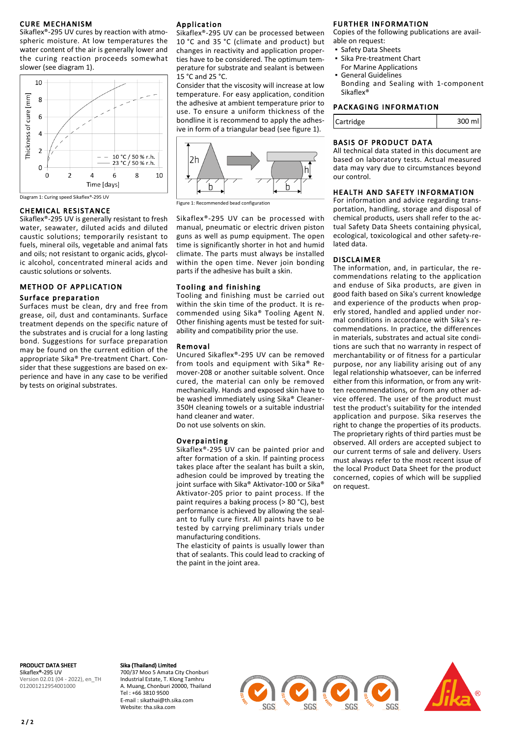## CURE MECHANISM

Sikaflex®-295 UV cures by reaction with atmospheric moisture. At low temperatures the water content of the air is generally lower and the curing reaction proceeds somewhat slower (see diagram 1).

Thickness of cure [mm]
10
8
6
4
2
0
0 2 4 6 8 10
Time [days]
10 °C / 50 % r.h.
23 °C / 50 % r.h.

Diagram 1: Curing speed Sikaflex®-295 UV

## CHEMICAL RESISTANCE

Sikaflex®-295 UV is generally resistant to fresh water, seawater, diluted acids and diluted caustic solutions; temporarily resistant to fuels, mineral oils, vegetable and animal fats and oils; not resistant to organic acids, glycolic alcohol, concentrated mineral acids and caustic solutions or solvents.

## METHOD OF APPLICATION

### Surface preparation

Surfaces must be clean, dry and free from grease, oil, dust and contaminants. Surface treatment depends on the specific nature of the substrates and is crucial for a long lasting bond. Suggestions for surface preparation may be found on the current edition of the appropriate Sika® Pre-treatment Chart. Consider that these suggestions are based on experience and have in any case to be verified by tests on original substrates.

### Application

Sikaflex®-295 UV can be processed between 10 °C and 35 °C (climate and product) but changes in reactivity and application properties have to be considered. The optimum temperature for substrate and sealant is between 15 °C and 25 °C.

Consider that the viscosity will increase at low temperature. For easy application, condition the adhesive at ambient temperature prior to use. To ensure a uniform thickness of the bondline it is recommend to apply the adhesive in form of a triangular bead (see figure 1).

2h
h
b
b

Figure 1: Recommended bead configuration

Sikaflex®-295 UV can be processed with manual, pneumatic or electric driven piston guns as well as pump equipment. The open time is significantly shorter in hot and humid climate. The parts must always be installed within the open time. Never join bonding parts if the adhesive has built a skin.

### Tooling and finishing

Tooling and finishing must be carried out within the skin time of the product. It is recommended using Sika® Tooling Agent N. Other finishing agents must be tested for suitability and compatibility prior the use.

### Removal

Uncured Sikaflex®-295 UV can be removed from tools and equipment with Sika® Remover-208 or another suitable solvent. Once cured, the material can only be removed mechanically. Hands and exposed skin have to be washed immediately using Sika® Cleaner-350H cleaning towels or a suitable industrial hand cleaner and water.
Do not use solvents on skin.

### Overpainting

Sikaflex®-295 UV can be painted prior and after formation of a skin. If painting process takes place after the sealant has built a skin, adhesion could be improved by treating the joint surface with Sika® Aktivator-100 or Sika® Aktivator-205 prior to paint process. If the paint requires a baking process (> 80 °C), best performance is achieved by allowing the sealant to fully cure first. All paints have to be tested by carrying preliminary trials under manufacturing conditions.

The elasticity of paints is usually lower than that of sealants. This could lead to cracking of the paint in the joint area.

## FURTHER INFORMATION

Copies of the following publications are available on request:

- Safety Data Sheets
- Sika Pre-treatment Chart For Marine Applications
- General Guidelines Bonding and Sealing with 1-component Sikaflex®

## PACKAGING INFORMATION

| | |
|---|---|
| Cartridge | 300 ml |

## BASIS OF PRODUCT DATA

All technical data stated in this document are based on laboratory tests. Actual measured data may vary due to circumstances beyond our control.

## HEALTH AND SAFETY INFORMATION

For information and advice regarding transportation, handling, storage and disposal of chemical products, users shall refer to the actual Safety Data Sheets containing physical, ecological, toxicological and other safety-related data.

## DISCLAIMER

The information, and, in particular, the recommendations relating to the application and enduse of Sika products, are given in good faith based on Sika's current knowledge and experience of the products when properly stored, handled and applied under normal conditions in accordance with Sika's recommendations. In practice, the differences in materials, substrates and actual site conditions are such that no warranty in respect of merchantability or of fitness for a particular purpose, nor any liability arising out of any legal relationship whatsoever, can be inferred either from this information, or from any written recommendations, or from any other advice offered. The user of the product must test the product's suitability for the intended application and purpose. Sika reserves the right to change the properties of its products. The proprietary rights of third parties must be observed. All orders are accepted subject to our current terms of sale and delivery. Users must always refer to the most recent issue of the local Product Data Sheet for the product concerned, copies of which will be supplied on request.

**PRODUCT DATA SHEET**
**Sikaflex®-295 UV**
Version 02.01 (04 - 2022), en_TH
012001212954001000

**Sika (Thailand) Limited**
700/37 Moo 5 Amata City Chonburi Industrial Estate, T. Klong Tamhru A. Muang, Chonburi 20000, Thailand
Tel : +66 3810 9500
E-mail : sikathai@th.sika.com
Website: tha.sika.com